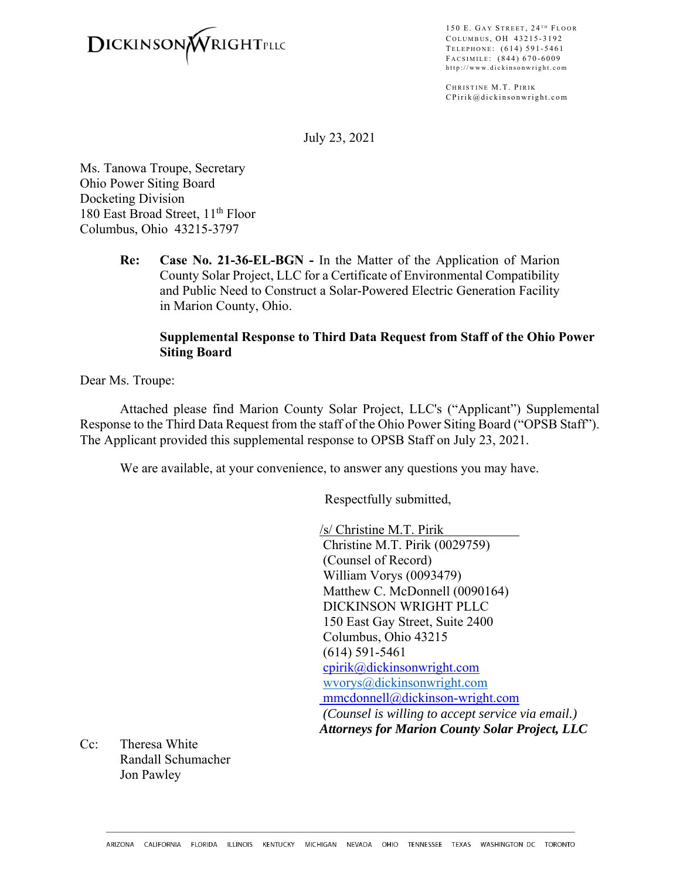DICKINSON WRIGHT PLLC

150 E. Gay Street, 24th Floor
Columbus, OH 43215-3192
Telephone: (614) 591-5461
Facsimile: (844) 670-6009
http://www.dickinsonwright.com

Christine M.T. Pirik
CPirik@dickinsonwright.com

July 23, 2021

Ms. Tanowa Troupe, Secretary
Ohio Power Siting Board
Docketing Division
180 East Broad Street, 11th Floor
Columbus, Ohio 43215-3797

**Re: Case No. 21-36-EL-BGN -** In the Matter of the Application of Marion County Solar Project, LLC for a Certificate of Environmental Compatibility and Public Need to Construct a Solar-Powered Electric Generation Facility in Marion County, Ohio.

**Supplemental Response to Third Data Request from Staff of the Ohio Power Siting Board**

Dear Ms. Troupe:

Attached please find Marion County Solar Project, LLC's ("Applicant") Supplemental Response to the Third Data Request from the staff of the Ohio Power Siting Board ("OPSB Staff"). The Applicant provided this supplemental response to OPSB Staff on July 23, 2021.

We are available, at your convenience, to answer any questions you may have.

Respectfully submitted,

/s/ Christine M.T. Pirik
Christine M.T. Pirik (0029759)
(Counsel of Record)
William Vorys (0093479)
Matthew C. McDonnell (0090164)
DICKINSON WRIGHT PLLC
150 East Gay Street, Suite 2400
Columbus, Ohio 43215
(614) 591-5461
cpirik@dickinsonwright.com
wvorys@dickinsonwright.com
mmcdonnell@dickinson-wright.com
*(Counsel is willing to accept service via email.)*
***Attorneys for Marion County Solar Project, LLC***

Cc: Theresa White
Randall Schumacher
Jon Pawley

ARIZONA CALIFORNIA FLORIDA ILLINOIS KENTUCKY MICHIGAN NEVADA OHIO TENNESSEE TEXAS WASHINGTON DC TORONTO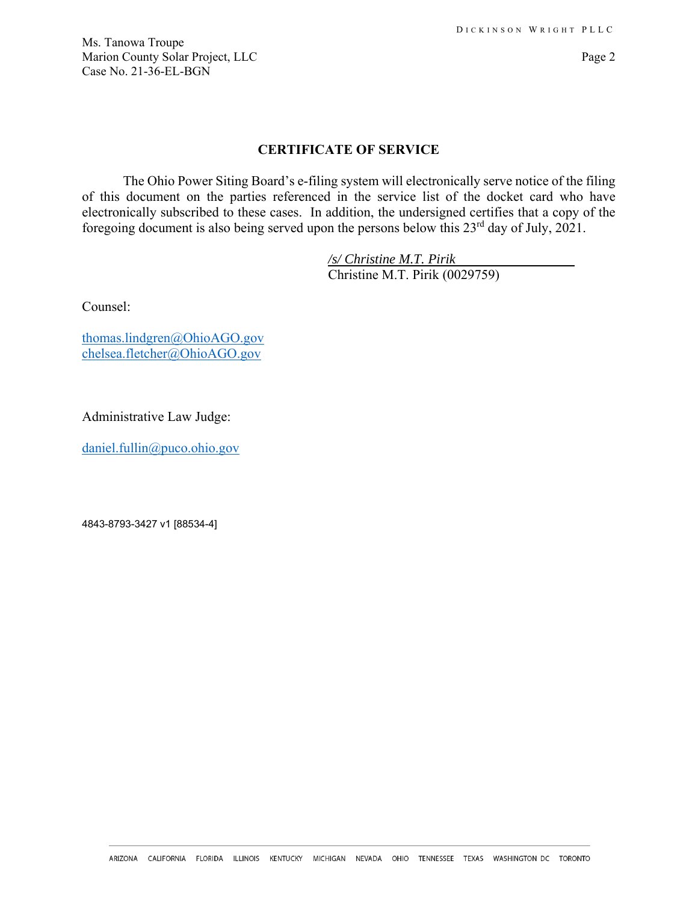## CERTIFICATE OF SERVICE

The Ohio Power Siting Board's e-filing system will electronically serve notice of the filing of this document on the parties referenced in the service list of the docket card who have electronically subscribed to these cases. In addition, the undersigned certifies that a copy of the foregoing document is also being served upon the persons below this 23rd day of July, 2021.

*/s/ Christine M.T. Pirik*
Christine M.T. Pirik (0029759)

Counsel:

thomas.lindgren@OhioAGO.gov
chelsea.fletcher@OhioAGO.gov

Administrative Law Judge:

daniel.fullin@puco.ohio.gov

4843-8793-3427 v1 [88534-4]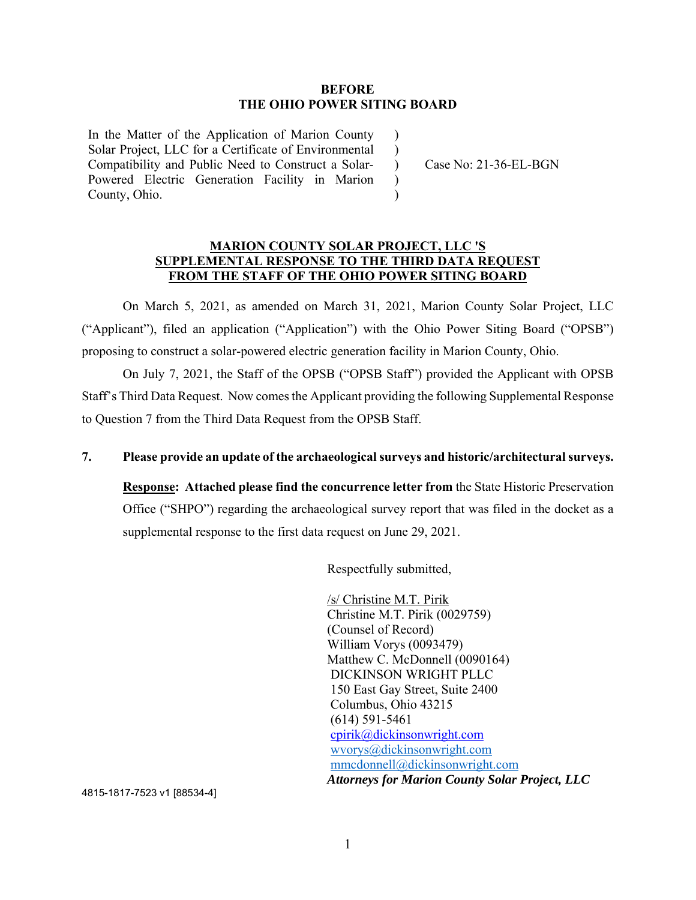**BEFORE**
**THE OHIO POWER SITING BOARD**

| | | |
|---|---|---|
| In the Matter of the Application of Marion County Solar Project, LLC for a Certificate of Environmental Compatibility and Public Need to Construct a Solar-Powered Electric Generation Facility in Marion County, Ohio. | ) ) ) ) ) | Case No: 21-36-EL-BGN |

**MARION COUNTY SOLAR PROJECT, LLC 'S SUPPLEMENTAL RESPONSE TO THE THIRD DATA REQUEST FROM THE STAFF OF THE OHIO POWER SITING BOARD**

On March 5, 2021, as amended on March 31, 2021, Marion County Solar Project, LLC ("Applicant"), filed an application ("Application") with the Ohio Power Siting Board ("OPSB") proposing to construct a solar-powered electric generation facility in Marion County, Ohio.

On July 7, 2021, the Staff of the OPSB ("OPSB Staff") provided the Applicant with OPSB Staff's Third Data Request. Now comes the Applicant providing the following Supplemental Response to Question 7 from the Third Data Request from the OPSB Staff.

**7. Please provide an update of the archaeological surveys and historic/architectural surveys.**

**Response: Attached please find the concurrence letter from** the State Historic Preservation Office ("SHPO") regarding the archaeological survey report that was filed in the docket as a supplemental response to the first data request on June 29, 2021.

Respectfully submitted,

/s/ Christine M.T. Pirik
Christine M.T. Pirik (0029759)
(Counsel of Record)
William Vorys (0093479)
Matthew C. McDonnell (0090164)
DICKINSON WRIGHT PLLC
150 East Gay Street, Suite 2400
Columbus, Ohio 43215
(614) 591-5461
cpirik@dickinsonwright.com
wvorys@dickinsonwright.com
mmcdonnell@dickinsonwright.com
***Attorneys for Marion County Solar Project, LLC***

4815-1817-7523 v1 [88534-4]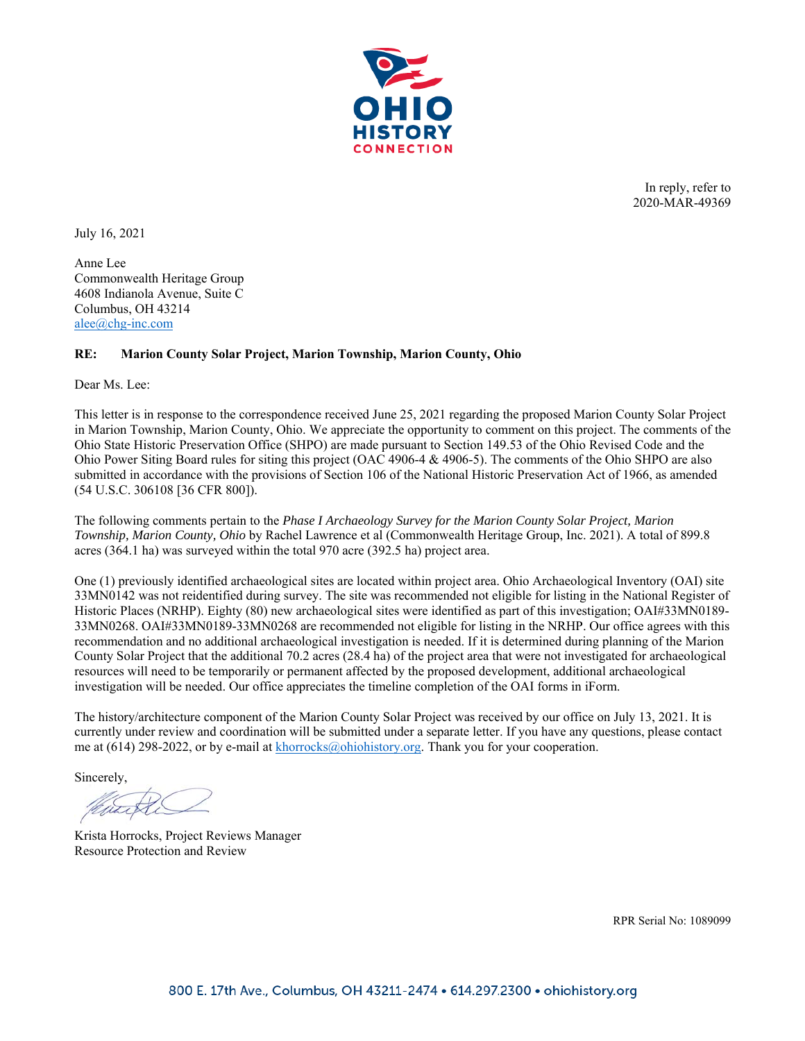In reply, refer to
2020-MAR-49369

July 16, 2021

Anne Lee
Commonwealth Heritage Group
4608 Indianola Avenue, Suite C
Columbus, OH 43214
alee@chg-inc.com

**RE: Marion County Solar Project, Marion Township, Marion County, Ohio**

Dear Ms. Lee:

This letter is in response to the correspondence received June 25, 2021 regarding the proposed Marion County Solar Project in Marion Township, Marion County, Ohio. We appreciate the opportunity to comment on this project. The comments of the Ohio State Historic Preservation Office (SHPO) are made pursuant to Section 149.53 of the Ohio Revised Code and the Ohio Power Siting Board rules for siting this project (OAC 4906-4 & 4906-5). The comments of the Ohio SHPO are also submitted in accordance with the provisions of Section 106 of the National Historic Preservation Act of 1966, as amended (54 U.S.C. 306108 [36 CFR 800]).

The following comments pertain to the *Phase I Archaeology Survey for the Marion County Solar Project, Marion Township, Marion County, Ohio* by Rachel Lawrence et al (Commonwealth Heritage Group, Inc. 2021). A total of 899.8 acres (364.1 ha) was surveyed within the total 970 acre (392.5 ha) project area.

One (1) previously identified archaeological sites are located within project area. Ohio Archaeological Inventory (OAI) site 33MN0142 was not reidentified during survey. The site was recommended not eligible for listing in the National Register of Historic Places (NRHP). Eighty (80) new archaeological sites were identified as part of this investigation; OAI#33MN0189-33MN0268. OAI#33MN0189-33MN0268 are recommended not eligible for listing in the NRHP. Our office agrees with this recommendation and no additional archaeological investigation is needed. If it is determined during planning of the Marion County Solar Project that the additional 70.2 acres (28.4 ha) of the project area that were not investigated for archaeological resources will need to be temporarily or permanent affected by the proposed development, additional archaeological investigation will be needed. Our office appreciates the timeline completion of the OAI forms in iForm.

The history/architecture component of the Marion County Solar Project was received by our office on July 13, 2021. It is currently under review and coordination will be submitted under a separate letter. If you have any questions, please contact me at (614) 298-2022, or by e-mail at khorrocks@ohiohistory.org. Thank you for your cooperation.

Sincerely,

Krista Horrocks, Project Reviews Manager
Resource Protection and Review

RPR Serial No: 1089099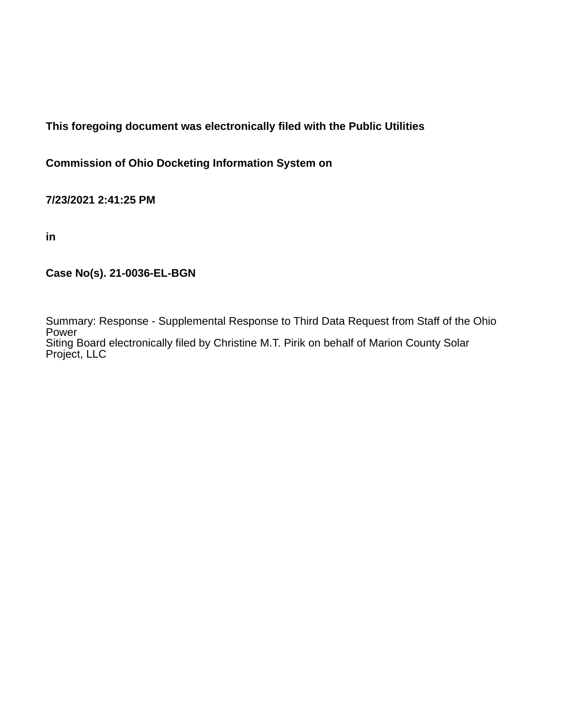**This foregoing document was electronically filed with the Public Utilities**

**Commission of Ohio Docketing Information System on**

**7/23/2021 2:41:25 PM**

**in**

**Case No(s). 21-0036-EL-BGN**

Summary: Response - Supplemental Response to Third Data Request from Staff of the Ohio Power
Siting Board electronically filed by Christine M.T. Pirik on behalf of Marion County Solar Project, LLC